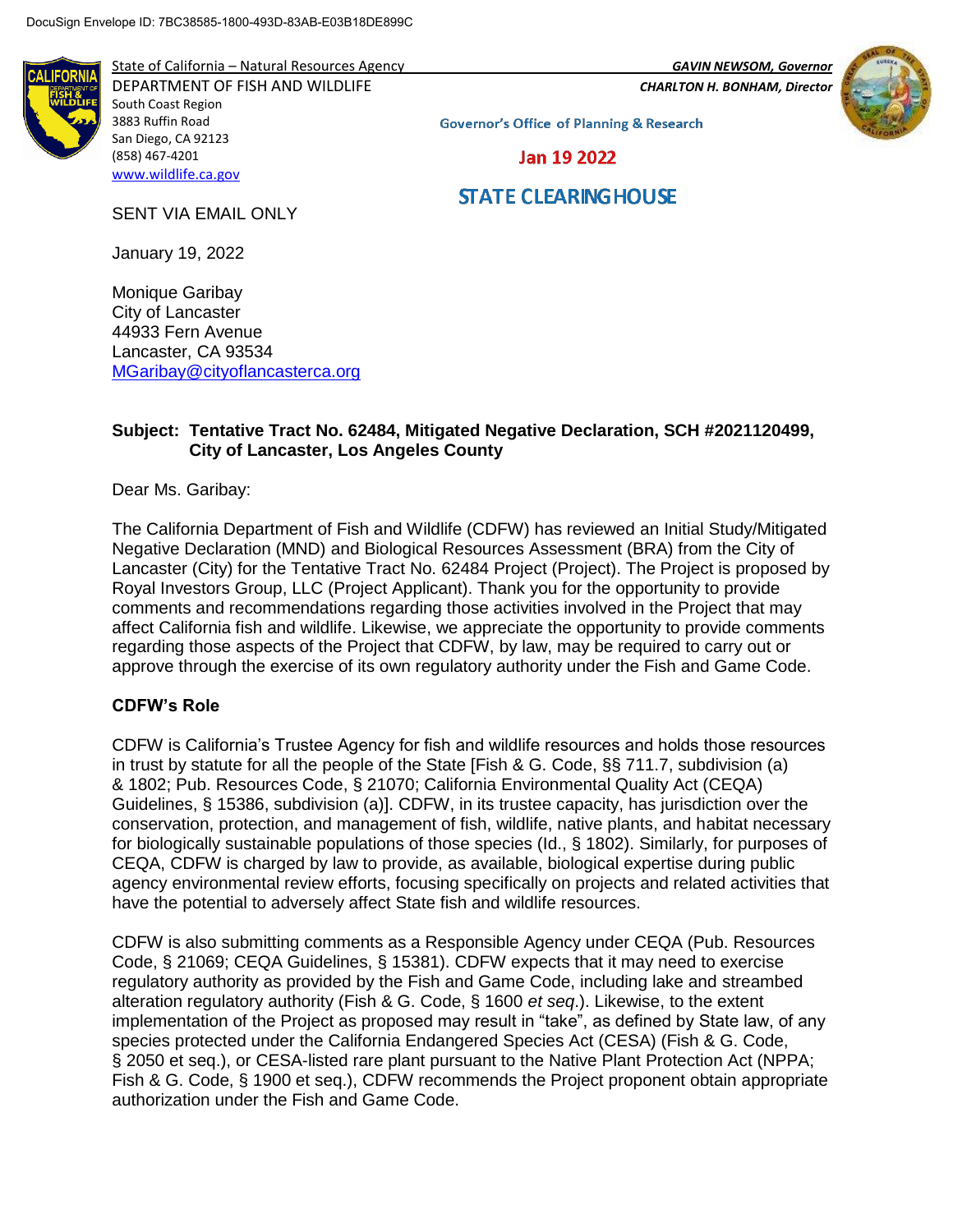DocuSign Envelope ID: 7BC38585-1800-493D-83AB-E03B18DE899C

State of California – Natural Resources Agency
DEPARTMENT OF FISH AND WILDLIFE
South Coast Region
3883 Ruffin Road
San Diego, CA 92123
(858) 467-4201
www.wildlife.ca.gov

*GAVIN NEWSOM, Governor*
*CHARLTON H. BONHAM, Director*

Governor's Office of Planning & Research

Jan 19 2022

STATE CLEARINGHOUSE

SENT VIA EMAIL ONLY

January 19, 2022

Monique Garibay
City of Lancaster
44933 Fern Avenue
Lancaster, CA 93534
MGaribay@cityoflancasterca.org

**Subject: Tentative Tract No. 62484, Mitigated Negative Declaration, SCH #2021120499, City of Lancaster, Los Angeles County**

Dear Ms. Garibay:

The California Department of Fish and Wildlife (CDFW) has reviewed an Initial Study/Mitigated Negative Declaration (MND) and Biological Resources Assessment (BRA) from the City of Lancaster (City) for the Tentative Tract No. 62484 Project (Project). The Project is proposed by Royal Investors Group, LLC (Project Applicant). Thank you for the opportunity to provide comments and recommendations regarding those activities involved in the Project that may affect California fish and wildlife. Likewise, we appreciate the opportunity to provide comments regarding those aspects of the Project that CDFW, by law, may be required to carry out or approve through the exercise of its own regulatory authority under the Fish and Game Code.

## CDFW's Role

CDFW is California's Trustee Agency for fish and wildlife resources and holds those resources in trust by statute for all the people of the State [Fish & G. Code, §§ 711.7, subdivision (a) & 1802; Pub. Resources Code, § 21070; California Environmental Quality Act (CEQA) Guidelines, § 15386, subdivision (a)]. CDFW, in its trustee capacity, has jurisdiction over the conservation, protection, and management of fish, wildlife, native plants, and habitat necessary for biologically sustainable populations of those species (Id., § 1802). Similarly, for purposes of CEQA, CDFW is charged by law to provide, as available, biological expertise during public agency environmental review efforts, focusing specifically on projects and related activities that have the potential to adversely affect State fish and wildlife resources.

CDFW is also submitting comments as a Responsible Agency under CEQA (Pub. Resources Code, § 21069; CEQA Guidelines, § 15381). CDFW expects that it may need to exercise regulatory authority as provided by the Fish and Game Code, including lake and streambed alteration regulatory authority (Fish & G. Code, § 1600 *et seq*.). Likewise, to the extent implementation of the Project as proposed may result in "take", as defined by State law, of any species protected under the California Endangered Species Act (CESA) (Fish & G. Code, § 2050 et seq.), or CESA-listed rare plant pursuant to the Native Plant Protection Act (NPPA; Fish & G. Code, § 1900 et seq.), CDFW recommends the Project proponent obtain appropriate authorization under the Fish and Game Code.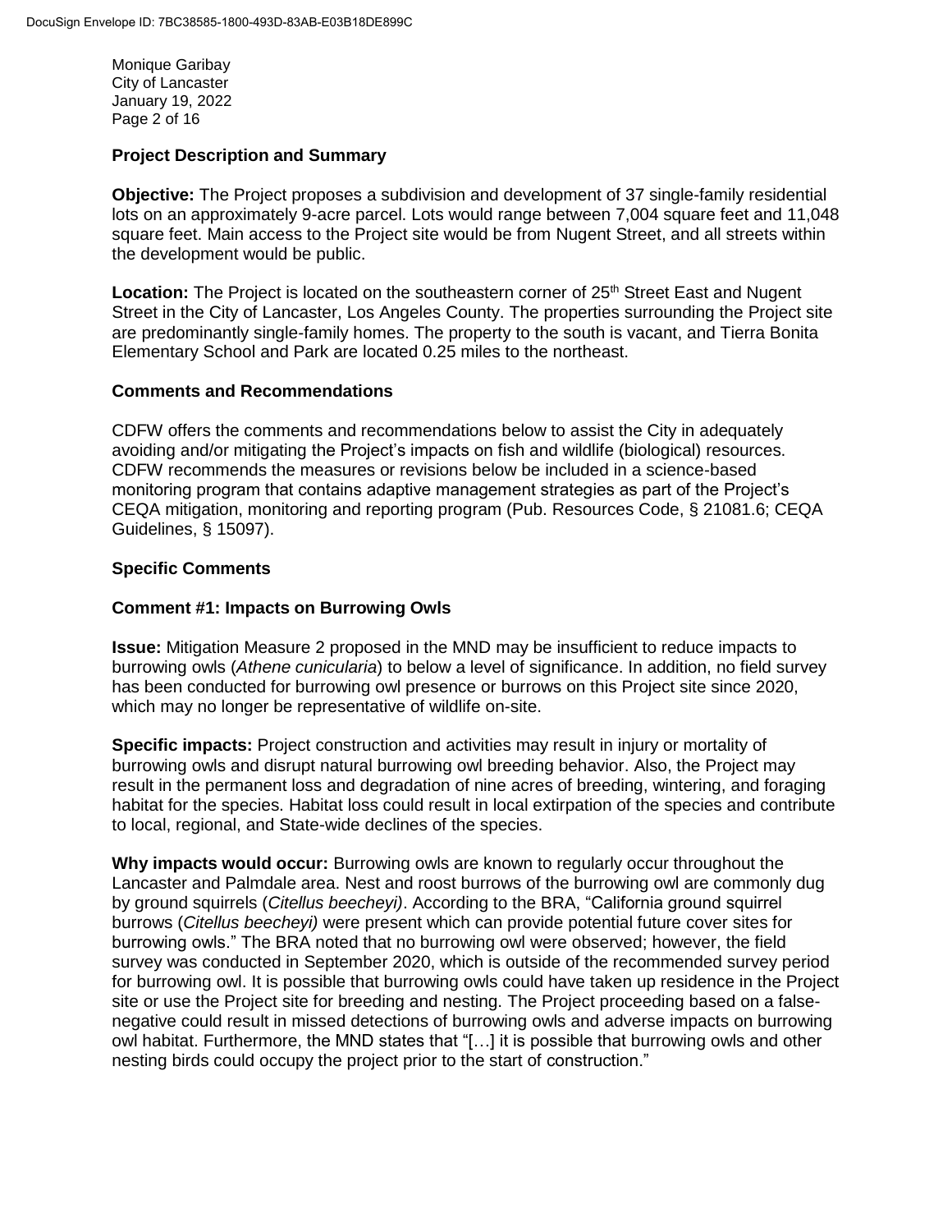### Project Description and Summary

**Objective:** The Project proposes a subdivision and development of 37 single-family residential lots on an approximately 9-acre parcel. Lots would range between 7,004 square feet and 11,048 square feet. Main access to the Project site would be from Nugent Street, and all streets within the development would be public.

**Location:** The Project is located on the southeastern corner of 25th Street East and Nugent Street in the City of Lancaster, Los Angeles County. The properties surrounding the Project site are predominantly single-family homes. The property to the south is vacant, and Tierra Bonita Elementary School and Park are located 0.25 miles to the northeast.

### Comments and Recommendations

CDFW offers the comments and recommendations below to assist the City in adequately avoiding and/or mitigating the Project's impacts on fish and wildlife (biological) resources. CDFW recommends the measures or revisions below be included in a science-based monitoring program that contains adaptive management strategies as part of the Project's CEQA mitigation, monitoring and reporting program (Pub. Resources Code, § 21081.6; CEQA Guidelines, § 15097).

### Specific Comments

#### Comment #1: Impacts on Burrowing Owls

**Issue:** Mitigation Measure 2 proposed in the MND may be insufficient to reduce impacts to burrowing owls (*Athene cunicularia*) to below a level of significance. In addition, no field survey has been conducted for burrowing owl presence or burrows on this Project site since 2020, which may no longer be representative of wildlife on-site.

**Specific impacts:** Project construction and activities may result in injury or mortality of burrowing owls and disrupt natural burrowing owl breeding behavior. Also, the Project may result in the permanent loss and degradation of nine acres of breeding, wintering, and foraging habitat for the species. Habitat loss could result in local extirpation of the species and contribute to local, regional, and State-wide declines of the species.

**Why impacts would occur:** Burrowing owls are known to regularly occur throughout the Lancaster and Palmdale area. Nest and roost burrows of the burrowing owl are commonly dug by ground squirrels (*Citellus beecheyi)*. According to the BRA, "California ground squirrel burrows (*Citellus beecheyi)* were present which can provide potential future cover sites for burrowing owls." The BRA noted that no burrowing owl were observed; however, the field survey was conducted in September 2020, which is outside of the recommended survey period for burrowing owl. It is possible that burrowing owls could have taken up residence in the Project site or use the Project site for breeding and nesting. The Project proceeding based on a false-negative could result in missed detections of burrowing owls and adverse impacts on burrowing owl habitat. Furthermore, the MND states that "[…] it is possible that burrowing owls and other nesting birds could occupy the project prior to the start of construction."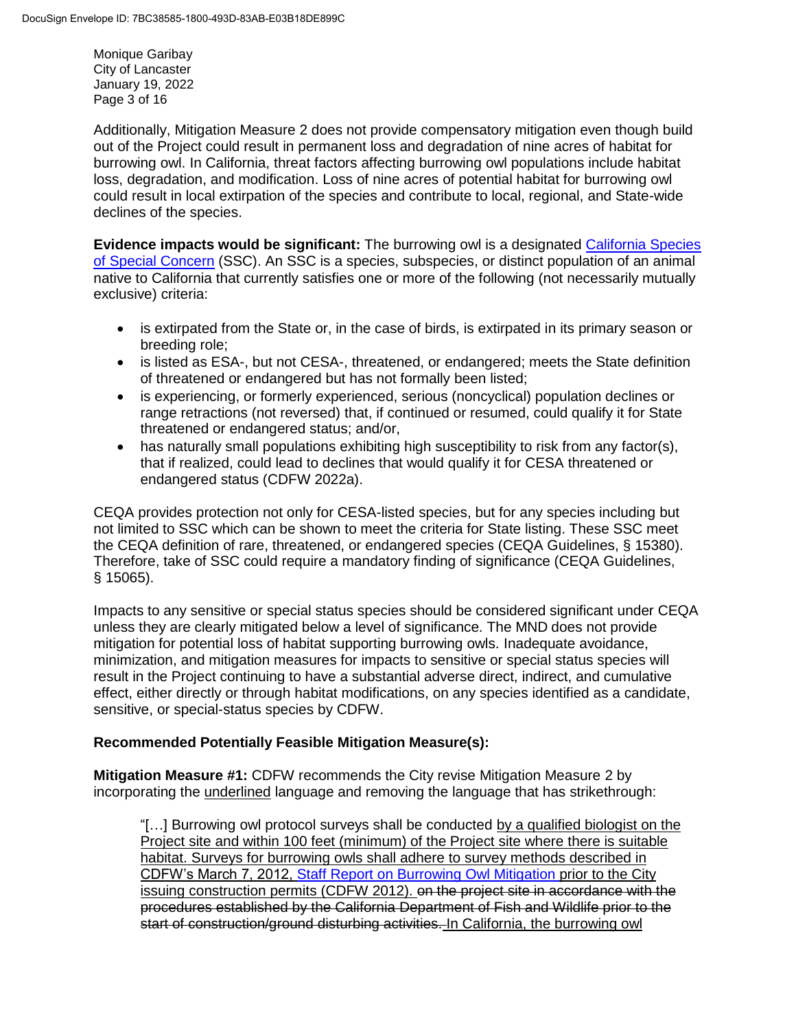Additionally, Mitigation Measure 2 does not provide compensatory mitigation even though build out of the Project could result in permanent loss and degradation of nine acres of habitat for burrowing owl. In California, threat factors affecting burrowing owl populations include habitat loss, degradation, and modification. Loss of nine acres of potential habitat for burrowing owl could result in local extirpation of the species and contribute to local, regional, and State-wide declines of the species.

**Evidence impacts would be significant:** The burrowing owl is a designated California Species of Special Concern (SSC). An SSC is a species, subspecies, or distinct population of an animal native to California that currently satisfies one or more of the following (not necessarily mutually exclusive) criteria:

- is extirpated from the State or, in the case of birds, is extirpated in its primary season or breeding role;
- is listed as ESA-, but not CESA-, threatened, or endangered; meets the State definition of threatened or endangered but has not formally been listed;
- is experiencing, or formerly experienced, serious (noncyclical) population declines or range retractions (not reversed) that, if continued or resumed, could qualify it for State threatened or endangered status; and/or,
- has naturally small populations exhibiting high susceptibility to risk from any factor(s), that if realized, could lead to declines that would qualify it for CESA threatened or endangered status (CDFW 2022a).

CEQA provides protection not only for CESA-listed species, but for any species including but not limited to SSC which can be shown to meet the criteria for State listing. These SSC meet the CEQA definition of rare, threatened, or endangered species (CEQA Guidelines, § 15380). Therefore, take of SSC could require a mandatory finding of significance (CEQA Guidelines, § 15065).

Impacts to any sensitive or special status species should be considered significant under CEQA unless they are clearly mitigated below a level of significance. The MND does not provide mitigation for potential loss of habitat supporting burrowing owls. Inadequate avoidance, minimization, and mitigation measures for impacts to sensitive or special status species will result in the Project continuing to have a substantial adverse direct, indirect, and cumulative effect, either directly or through habitat modifications, on any species identified as a candidate, sensitive, or special-status species by CDFW.

**Recommended Potentially Feasible Mitigation Measure(s):**

**Mitigation Measure #1:** CDFW recommends the City revise Mitigation Measure 2 by incorporating the <u>underlined</u> language and removing the language that has strikethrough:

> "[…] Burrowing owl protocol surveys shall be conducted <u>by a qualified biologist on the Project site and within 100 feet (minimum) of the Project site where there is suitable habitat. Surveys for burrowing owls shall adhere to survey methods described in CDFW's March 7, 2012, Staff Report on Burrowing Owl Mitigation prior to the City issuing construction permits (CDFW 2012).</u> ~~on the project site in accordance with the procedures established by the California Department of Fish and Wildlife prior to the start of construction/ground disturbing activities.~~ <u>In California, the burrowing owl</u>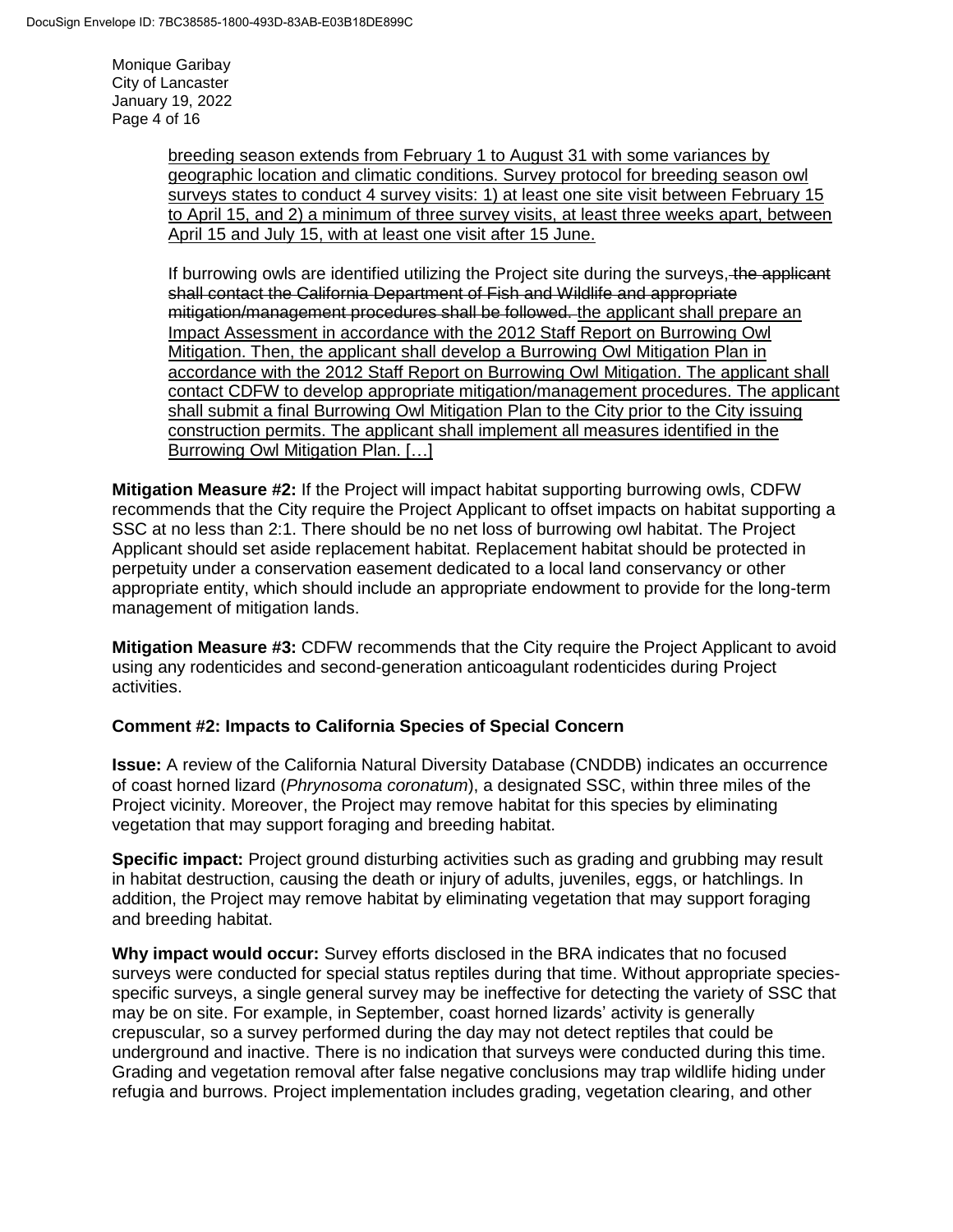breeding season extends from February 1 to August 31 with some variances by geographic location and climatic conditions. Survey protocol for breeding season owl surveys states to conduct 4 survey visits: 1) at least one site visit between February 15 to April 15, and 2) a minimum of three survey visits, at least three weeks apart, between April 15 and July 15, with at least one visit after 15 June.

If burrowing owls are identified utilizing the Project site during the surveys, ~~the applicant shall contact the California Department of Fish and Wildlife and appropriate mitigation/management procedures shall be followed.~~ the applicant shall prepare an Impact Assessment in accordance with the 2012 Staff Report on Burrowing Owl Mitigation. Then, the applicant shall develop a Burrowing Owl Mitigation Plan in accordance with the 2012 Staff Report on Burrowing Owl Mitigation. The applicant shall contact CDFW to develop appropriate mitigation/management procedures. The applicant shall submit a final Burrowing Owl Mitigation Plan to the City prior to the City issuing construction permits. The applicant shall implement all measures identified in the Burrowing Owl Mitigation Plan. […]

**Mitigation Measure #2:** If the Project will impact habitat supporting burrowing owls, CDFW recommends that the City require the Project Applicant to offset impacts on habitat supporting a SSC at no less than 2:1. There should be no net loss of burrowing owl habitat. The Project Applicant should set aside replacement habitat. Replacement habitat should be protected in perpetuity under a conservation easement dedicated to a local land conservancy or other appropriate entity, which should include an appropriate endowment to provide for the long-term management of mitigation lands.

**Mitigation Measure #3:** CDFW recommends that the City require the Project Applicant to avoid using any rodenticides and second-generation anticoagulant rodenticides during Project activities.

## Comment #2: Impacts to California Species of Special Concern

**Issue:** A review of the California Natural Diversity Database (CNDDB) indicates an occurrence of coast horned lizard (*Phrynosoma coronatum*), a designated SSC, within three miles of the Project vicinity. Moreover, the Project may remove habitat for this species by eliminating vegetation that may support foraging and breeding habitat.

**Specific impact:** Project ground disturbing activities such as grading and grubbing may result in habitat destruction, causing the death or injury of adults, juveniles, eggs, or hatchlings. In addition, the Project may remove habitat by eliminating vegetation that may support foraging and breeding habitat.

**Why impact would occur:** Survey efforts disclosed in the BRA indicates that no focused surveys were conducted for special status reptiles during that time. Without appropriate species-specific surveys, a single general survey may be ineffective for detecting the variety of SSC that may be on site. For example, in September, coast horned lizards' activity is generally crepuscular, so a survey performed during the day may not detect reptiles that could be underground and inactive. There is no indication that surveys were conducted during this time. Grading and vegetation removal after false negative conclusions may trap wildlife hiding under refugia and burrows. Project implementation includes grading, vegetation clearing, and other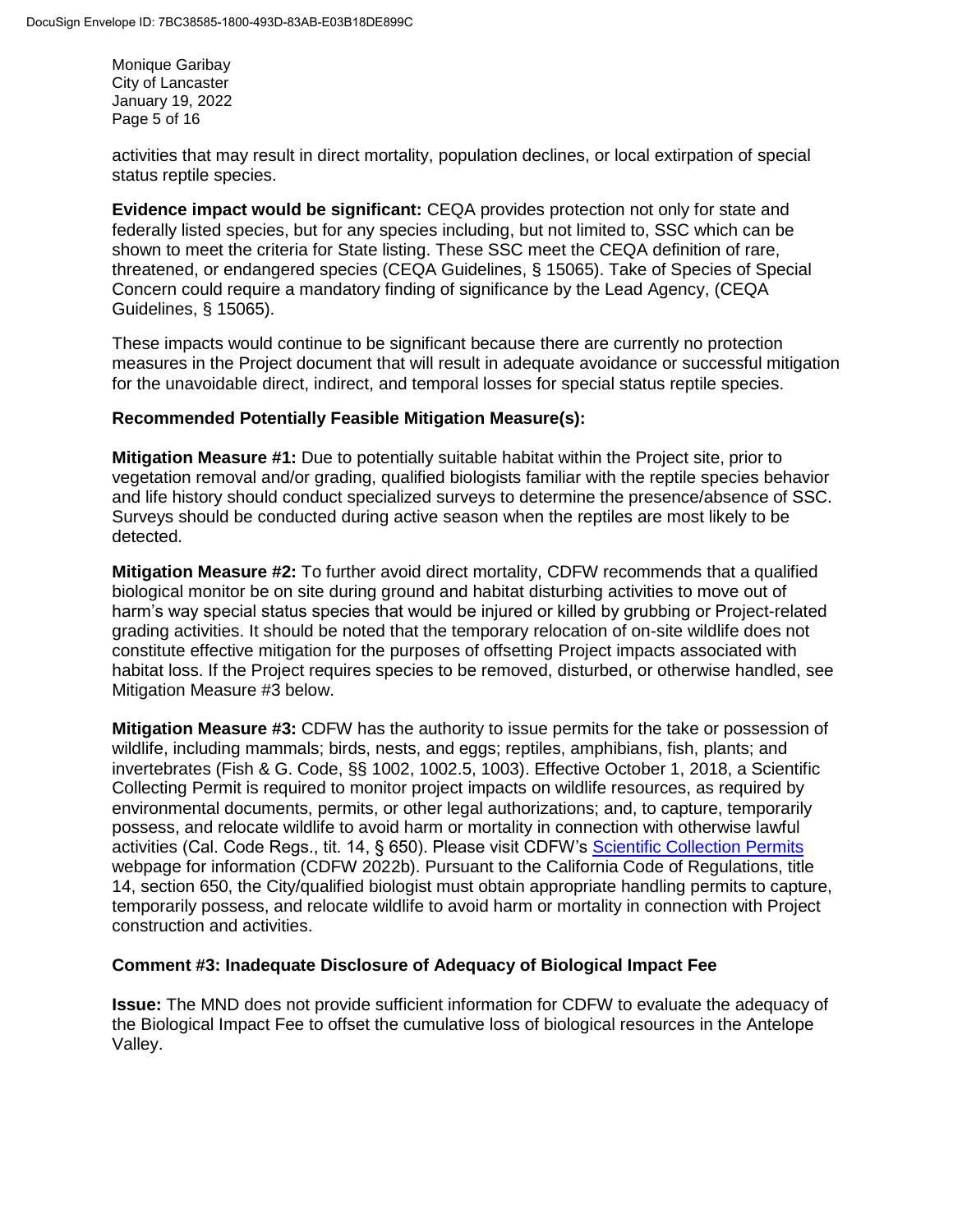activities that may result in direct mortality, population declines, or local extirpation of special status reptile species.

**Evidence impact would be significant:** CEQA provides protection not only for state and federally listed species, but for any species including, but not limited to, SSC which can be shown to meet the criteria for State listing. These SSC meet the CEQA definition of rare, threatened, or endangered species (CEQA Guidelines, § 15065). Take of Species of Special Concern could require a mandatory finding of significance by the Lead Agency, (CEQA Guidelines, § 15065).

These impacts would continue to be significant because there are currently no protection measures in the Project document that will result in adequate avoidance or successful mitigation for the unavoidable direct, indirect, and temporal losses for special status reptile species.

**Recommended Potentially Feasible Mitigation Measure(s):**

**Mitigation Measure #1:** Due to potentially suitable habitat within the Project site, prior to vegetation removal and/or grading, qualified biologists familiar with the reptile species behavior and life history should conduct specialized surveys to determine the presence/absence of SSC. Surveys should be conducted during active season when the reptiles are most likely to be detected.

**Mitigation Measure #2:** To further avoid direct mortality, CDFW recommends that a qualified biological monitor be on site during ground and habitat disturbing activities to move out of harm's way special status species that would be injured or killed by grubbing or Project-related grading activities. It should be noted that the temporary relocation of on-site wildlife does not constitute effective mitigation for the purposes of offsetting Project impacts associated with habitat loss. If the Project requires species to be removed, disturbed, or otherwise handled, see Mitigation Measure #3 below.

**Mitigation Measure #3:** CDFW has the authority to issue permits for the take or possession of wildlife, including mammals; birds, nests, and eggs; reptiles, amphibians, fish, plants; and invertebrates (Fish & G. Code, §§ 1002, 1002.5, 1003). Effective October 1, 2018, a Scientific Collecting Permit is required to monitor project impacts on wildlife resources, as required by environmental documents, permits, or other legal authorizations; and, to capture, temporarily possess, and relocate wildlife to avoid harm or mortality in connection with otherwise lawful activities (Cal. Code Regs., tit. 14, § 650). Please visit CDFW's Scientific Collection Permits webpage for information (CDFW 2022b). Pursuant to the California Code of Regulations, title 14, section 650, the City/qualified biologist must obtain appropriate handling permits to capture, temporarily possess, and relocate wildlife to avoid harm or mortality in connection with Project construction and activities.

**Comment #3: Inadequate Disclosure of Adequacy of Biological Impact Fee**

**Issue:** The MND does not provide sufficient information for CDFW to evaluate the adequacy of the Biological Impact Fee to offset the cumulative loss of biological resources in the Antelope Valley.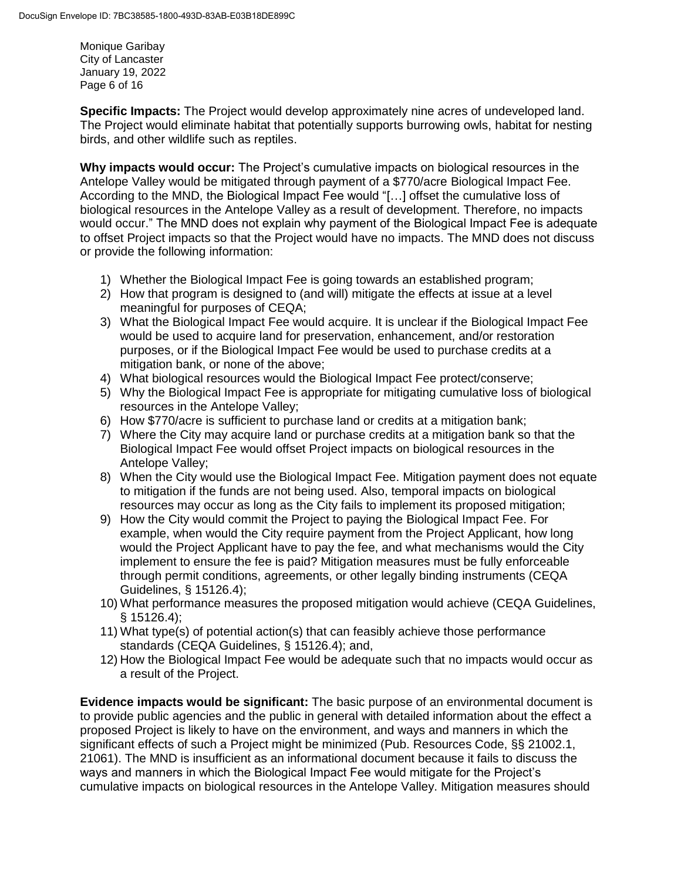**Specific Impacts:** The Project would develop approximately nine acres of undeveloped land. The Project would eliminate habitat that potentially supports burrowing owls, habitat for nesting birds, and other wildlife such as reptiles.

**Why impacts would occur:** The Project's cumulative impacts on biological resources in the Antelope Valley would be mitigated through payment of a $770/acre Biological Impact Fee. According to the MND, the Biological Impact Fee would "[…] offset the cumulative loss of biological resources in the Antelope Valley as a result of development. Therefore, no impacts would occur." The MND does not explain why payment of the Biological Impact Fee is adequate to offset Project impacts so that the Project would have no impacts. The MND does not discuss or provide the following information:

1) Whether the Biological Impact Fee is going towards an established program;
2) How that program is designed to (and will) mitigate the effects at issue at a level meaningful for purposes of CEQA;
3) What the Biological Impact Fee would acquire. It is unclear if the Biological Impact Fee would be used to acquire land for preservation, enhancement, and/or restoration purposes, or if the Biological Impact Fee would be used to purchase credits at a mitigation bank, or none of the above;
4) What biological resources would the Biological Impact Fee protect/conserve;
5) Why the Biological Impact Fee is appropriate for mitigating cumulative loss of biological resources in the Antelope Valley;
6) How $770/acre is sufficient to purchase land or credits at a mitigation bank;
7) Where the City may acquire land or purchase credits at a mitigation bank so that the Biological Impact Fee would offset Project impacts on biological resources in the Antelope Valley;
8) When the City would use the Biological Impact Fee. Mitigation payment does not equate to mitigation if the funds are not being used. Also, temporal impacts on biological resources may occur as long as the City fails to implement its proposed mitigation;
9) How the City would commit the Project to paying the Biological Impact Fee. For example, when would the City require payment from the Project Applicant, how long would the Project Applicant have to pay the fee, and what mechanisms would the City implement to ensure the fee is paid? Mitigation measures must be fully enforceable through permit conditions, agreements, or other legally binding instruments (CEQA Guidelines, § 15126.4);
10) What performance measures the proposed mitigation would achieve (CEQA Guidelines, § 15126.4);
11) What type(s) of potential action(s) that can feasibly achieve those performance standards (CEQA Guidelines, § 15126.4); and,
12) How the Biological Impact Fee would be adequate such that no impacts would occur as a result of the Project.

**Evidence impacts would be significant:** The basic purpose of an environmental document is to provide public agencies and the public in general with detailed information about the effect a proposed Project is likely to have on the environment, and ways and manners in which the significant effects of such a Project might be minimized (Pub. Resources Code, §§ 21002.1, 21061). The MND is insufficient as an informational document because it fails to discuss the ways and manners in which the Biological Impact Fee would mitigate for the Project's cumulative impacts on biological resources in the Antelope Valley. Mitigation measures should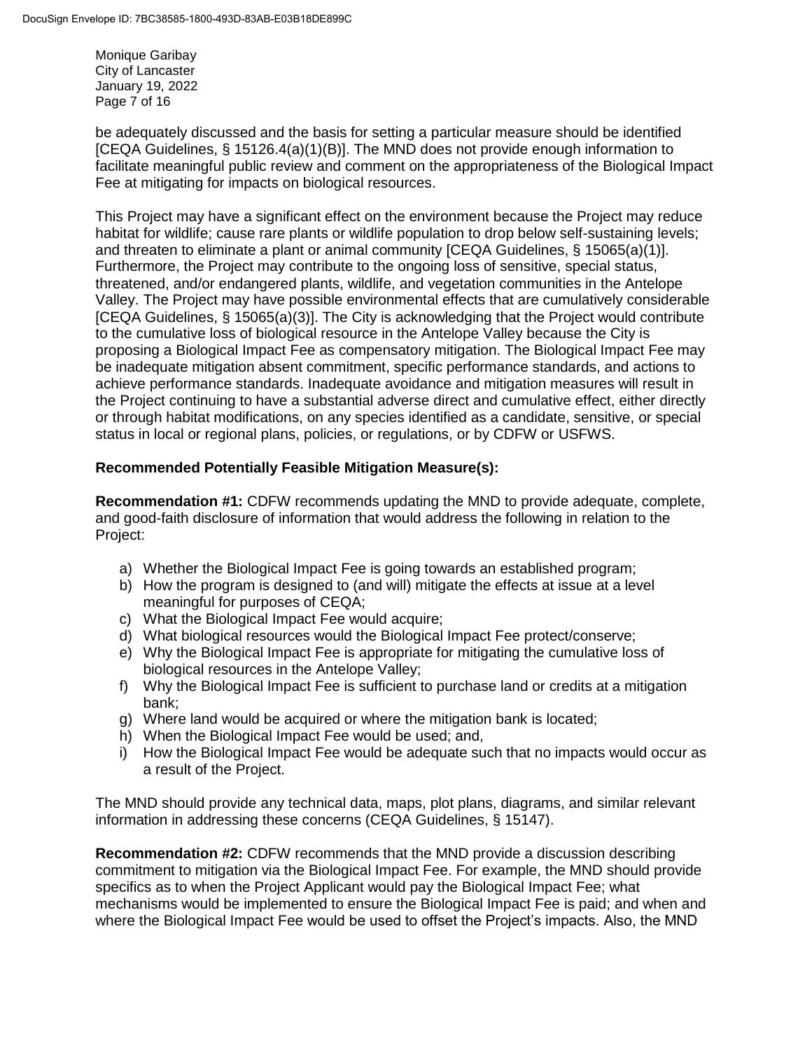be adequately discussed and the basis for setting a particular measure should be identified [CEQA Guidelines, § 15126.4(a)(1)(B)]. The MND does not provide enough information to facilitate meaningful public review and comment on the appropriateness of the Biological Impact Fee at mitigating for impacts on biological resources.

This Project may have a significant effect on the environment because the Project may reduce habitat for wildlife; cause rare plants or wildlife population to drop below self-sustaining levels; and threaten to eliminate a plant or animal community [CEQA Guidelines, § 15065(a)(1)]. Furthermore, the Project may contribute to the ongoing loss of sensitive, special status, threatened, and/or endangered plants, wildlife, and vegetation communities in the Antelope Valley. The Project may have possible environmental effects that are cumulatively considerable [CEQA Guidelines, § 15065(a)(3)]. The City is acknowledging that the Project would contribute to the cumulative loss of biological resource in the Antelope Valley because the City is proposing a Biological Impact Fee as compensatory mitigation. The Biological Impact Fee may be inadequate mitigation absent commitment, specific performance standards, and actions to achieve performance standards. Inadequate avoidance and mitigation measures will result in the Project continuing to have a substantial adverse direct and cumulative effect, either directly or through habitat modifications, on any species identified as a candidate, sensitive, or special status in local or regional plans, policies, or regulations, or by CDFW or USFWS.

**Recommended Potentially Feasible Mitigation Measure(s):**

**Recommendation #1:** CDFW recommends updating the MND to provide adequate, complete, and good-faith disclosure of information that would address the following in relation to the Project:

a) Whether the Biological Impact Fee is going towards an established program;
b) How the program is designed to (and will) mitigate the effects at issue at a level meaningful for purposes of CEQA;
c) What the Biological Impact Fee would acquire;
d) What biological resources would the Biological Impact Fee protect/conserve;
e) Why the Biological Impact Fee is appropriate for mitigating the cumulative loss of biological resources in the Antelope Valley;
f) Why the Biological Impact Fee is sufficient to purchase land or credits at a mitigation bank;
g) Where land would be acquired or where the mitigation bank is located;
h) When the Biological Impact Fee would be used; and,
i) How the Biological Impact Fee would be adequate such that no impacts would occur as a result of the Project.

The MND should provide any technical data, maps, plot plans, diagrams, and similar relevant information in addressing these concerns (CEQA Guidelines, § 15147).

**Recommendation #2:** CDFW recommends that the MND provide a discussion describing commitment to mitigation via the Biological Impact Fee. For example, the MND should provide specifics as to when the Project Applicant would pay the Biological Impact Fee; what mechanisms would be implemented to ensure the Biological Impact Fee is paid; and when and where the Biological Impact Fee would be used to offset the Project's impacts. Also, the MND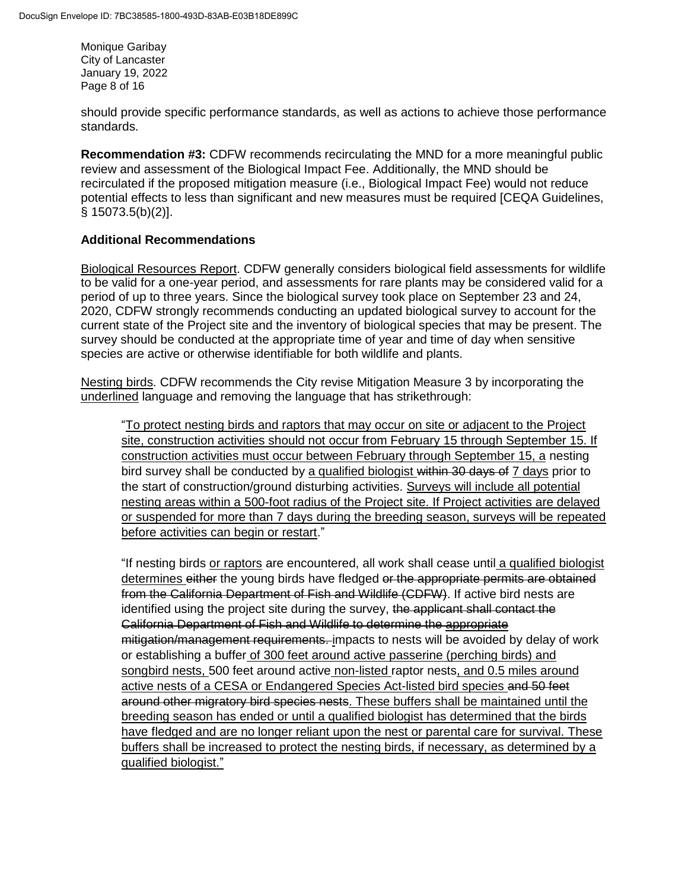should provide specific performance standards, as well as actions to achieve those performance standards.

**Recommendation #3:** CDFW recommends recirculating the MND for a more meaningful public review and assessment of the Biological Impact Fee. Additionally, the MND should be recirculated if the proposed mitigation measure (i.e., Biological Impact Fee) would not reduce potential effects to less than significant and new measures must be required [CEQA Guidelines, § 15073.5(b)(2)].

**Additional Recommendations**

<u>Biological Resources Report</u>. CDFW generally considers biological field assessments for wildlife to be valid for a one-year period, and assessments for rare plants may be considered valid for a period of up to three years. Since the biological survey took place on September 23 and 24, 2020, CDFW strongly recommends conducting an updated biological survey to account for the current state of the Project site and the inventory of biological species that may be present. The survey should be conducted at the appropriate time of year and time of day when sensitive species are active or otherwise identifiable for both wildlife and plants.

<u>Nesting birds</u>. CDFW recommends the City revise Mitigation Measure 3 by incorporating the <u>underlined</u> language and removing the language that has strikethrough:

> "<u>To protect nesting birds and raptors that may occur on site or adjacent to the Project site, construction activities should not occur from February 15 through September 15. If construction activities must occur between February through September 15, a</u> nesting bird survey shall be conducted by <u>a qualified biologist</u> ~~within 30 days of~~ <u>7 days</u> prior to the start of construction/ground disturbing activities. <u>Surveys will include all potential nesting areas within a 500-foot radius of the Project site. If Project activities are delayed or suspended for more than 7 days during the breeding season, surveys will be repeated before activities can begin or restart</u>."
>
> "If nesting birds <u>or raptors</u> are encountered, all work shall cease until <u>a qualified biologist determines</u> ~~either~~ the young birds have fledged ~~or the appropriate permits are obtained from the California Department of Fish and Wildlife (CDFW)~~. If active bird nests are identified using the project site during the survey, ~~the applicant shall contact the California Department of Fish and Wildlife to determine the appropriate mitigation/management requirements.~~ <u>i</u>mpacts to nests will be avoided by delay of work or establishing a buffer <u>of 300 feet around active passerine (perching birds) and songbird nests,</u> 500 feet around active <u>non-listed</u> raptor nests<u>, and 0.5 miles around active nests of a CESA or Endangered Species Act-listed bird species</u> ~~and 50 feet around other migratory bird species nests~~. <u>These buffers shall be maintained until the breeding season has ended or until a qualified biologist has determined that the birds have fledged and are no longer reliant upon the nest or parental care for survival. These buffers shall be increased to protect the nesting birds, if necessary, as determined by a qualified biologist."</u>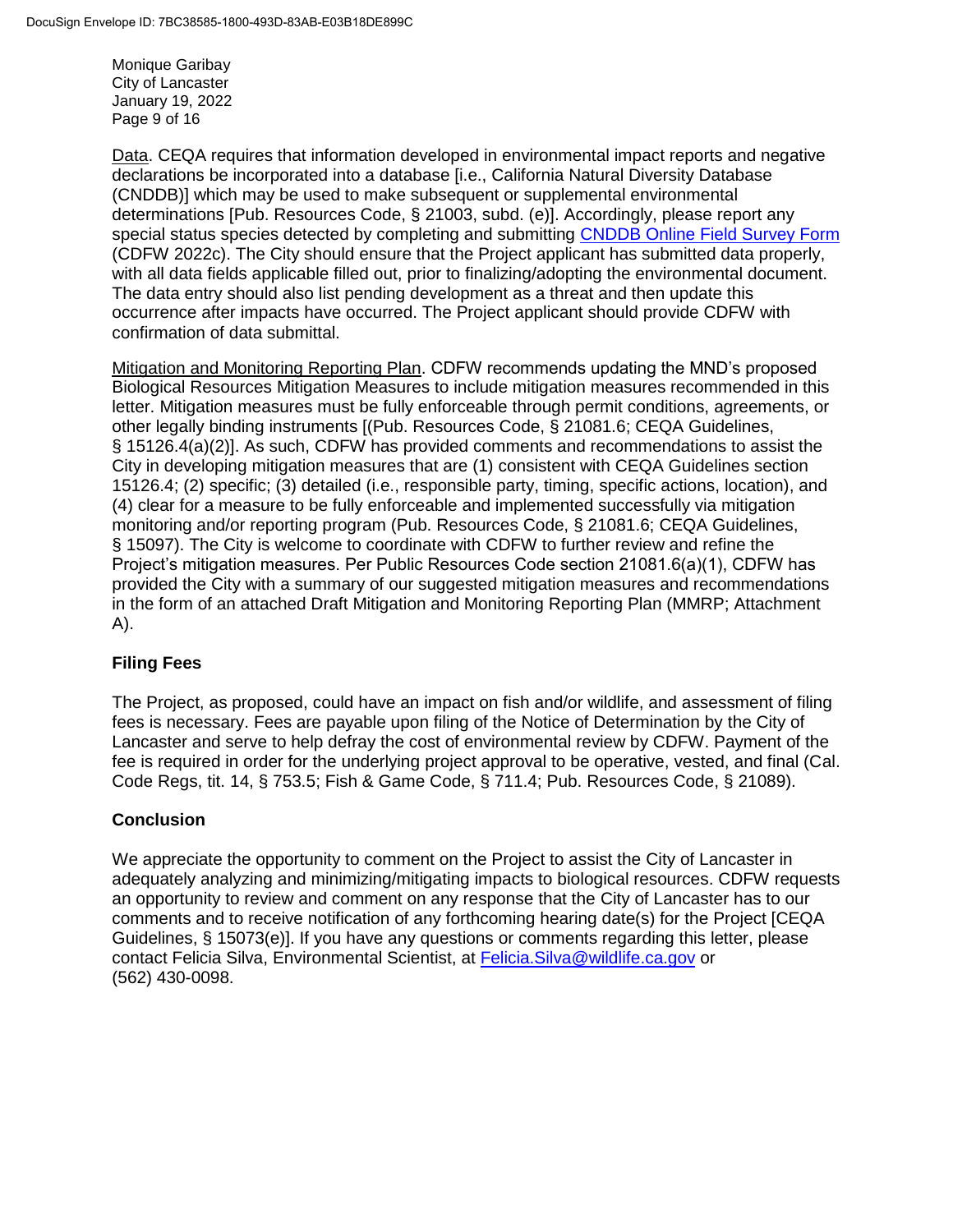Data. CEQA requires that information developed in environmental impact reports and negative declarations be incorporated into a database [i.e., California Natural Diversity Database (CNDDB)] which may be used to make subsequent or supplemental environmental determinations [Pub. Resources Code, § 21003, subd. (e)]. Accordingly, please report any special status species detected by completing and submitting CNDDB Online Field Survey Form (CDFW 2022c). The City should ensure that the Project applicant has submitted data properly, with all data fields applicable filled out, prior to finalizing/adopting the environmental document. The data entry should also list pending development as a threat and then update this occurrence after impacts have occurred. The Project applicant should provide CDFW with confirmation of data submittal.

Mitigation and Monitoring Reporting Plan. CDFW recommends updating the MND's proposed Biological Resources Mitigation Measures to include mitigation measures recommended in this letter. Mitigation measures must be fully enforceable through permit conditions, agreements, or other legally binding instruments [(Pub. Resources Code, § 21081.6; CEQA Guidelines, § 15126.4(a)(2)]. As such, CDFW has provided comments and recommendations to assist the City in developing mitigation measures that are (1) consistent with CEQA Guidelines section 15126.4; (2) specific; (3) detailed (i.e., responsible party, timing, specific actions, location), and (4) clear for a measure to be fully enforceable and implemented successfully via mitigation monitoring and/or reporting program (Pub. Resources Code, § 21081.6; CEQA Guidelines, § 15097). The City is welcome to coordinate with CDFW to further review and refine the Project's mitigation measures. Per Public Resources Code section 21081.6(a)(1), CDFW has provided the City with a summary of our suggested mitigation measures and recommendations in the form of an attached Draft Mitigation and Monitoring Reporting Plan (MMRP; Attachment A).

## Filing Fees

The Project, as proposed, could have an impact on fish and/or wildlife, and assessment of filing fees is necessary. Fees are payable upon filing of the Notice of Determination by the City of Lancaster and serve to help defray the cost of environmental review by CDFW. Payment of the fee is required in order for the underlying project approval to be operative, vested, and final (Cal. Code Regs, tit. 14, § 753.5; Fish & Game Code, § 711.4; Pub. Resources Code, § 21089).

## Conclusion

We appreciate the opportunity to comment on the Project to assist the City of Lancaster in adequately analyzing and minimizing/mitigating impacts to biological resources. CDFW requests an opportunity to review and comment on any response that the City of Lancaster has to our comments and to receive notification of any forthcoming hearing date(s) for the Project [CEQA Guidelines, § 15073(e)]. If you have any questions or comments regarding this letter, please contact Felicia Silva, Environmental Scientist, at Felicia.Silva@wildlife.ca.gov or (562) 430-0098.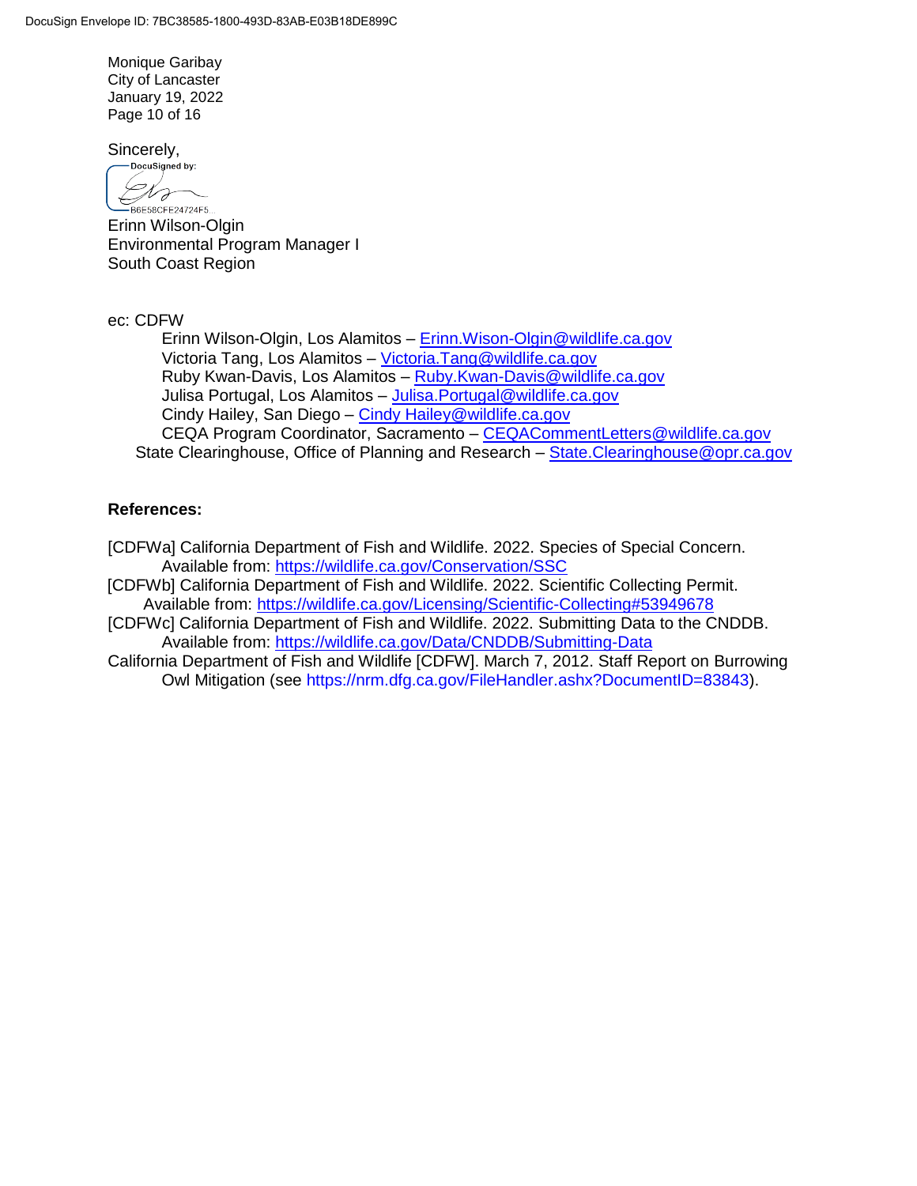Sincerely,

DocuSigned by:

B6E58CFE24724F5...

Erinn Wilson-Olgin
Environmental Program Manager I
South Coast Region

ec: CDFW

Erinn Wilson-Olgin, Los Alamitos – Erinn.Wison-Olgin@wildlife.ca.gov
Victoria Tang, Los Alamitos – Victoria.Tang@wildlife.ca.gov
Ruby Kwan-Davis, Los Alamitos – Ruby.Kwan-Davis@wildlife.ca.gov
Julisa Portugal, Los Alamitos – Julisa.Portugal@wildlife.ca.gov
Cindy Hailey, San Diego – Cindy Hailey@wildlife.ca.gov
CEQA Program Coordinator, Sacramento – CEQACommentLetters@wildlife.ca.gov
State Clearinghouse, Office of Planning and Research – State.Clearinghouse@opr.ca.gov

**References:**

[CDFWa] California Department of Fish and Wildlife. 2022. Species of Special Concern. Available from: https://wildlife.ca.gov/Conservation/SSC

[CDFWb] California Department of Fish and Wildlife. 2022. Scientific Collecting Permit. Available from: https://wildlife.ca.gov/Licensing/Scientific-Collecting#53949678

[CDFWc] California Department of Fish and Wildlife. 2022. Submitting Data to the CNDDB. Available from: https://wildlife.ca.gov/Data/CNDDB/Submitting-Data

California Department of Fish and Wildlife [CDFW]. March 7, 2012. Staff Report on Burrowing Owl Mitigation (see https://nrm.dfg.ca.gov/FileHandler.ashx?DocumentID=83843).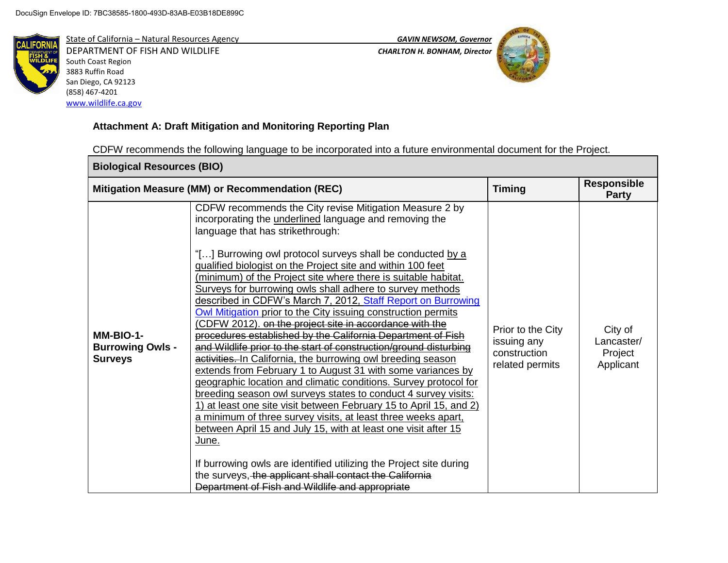DocuSign Envelope ID: 7BC38585-1800-493D-83AB-E03B18DE899C

State of California – Natural Resources Agency
DEPARTMENT OF FISH AND WILDLIFE
South Coast Region
3883 Ruffin Road
San Diego, CA 92123
(858) 467-4201
www.wildlife.ca.gov

*GAVIN NEWSOM, Governor*
*CHARLTON H. BONHAM, Director*

**Attachment A: Draft Mitigation and Monitoring Reporting Plan**

CDFW recommends the following language to be incorporated into a future environmental document for the Project.

| **Biological Resources (BIO)** | | | |
|---|---|---|---|
| **Mitigation Measure (MM) or Recommendation (REC)** | | **Timing** | **Responsible Party** |
| **MM-BIO-1- Burrowing Owls - Surveys** | CDFW recommends the City revise Mitigation Measure 2 by incorporating the <u>underlined</u> language and removing the language that has strikethrough:<br><br>"[…] Burrowing owl protocol surveys shall be conducted <u>by a qualified biologist on the Project site and within 100 feet (minimum) of the Project site where there is suitable habitat. Surveys for burrowing owls shall adhere to survey methods described in CDFW's March 7, 2012, Staff Report on Burrowing Owl Mitigation prior to the City issuing construction permits (CDFW 2012).</u> ~~on the project site in accordance with the procedures established by the California Department of Fish and Wildlife prior to the start of construction/ground disturbing activities.~~ <u>In California, the burrowing owl breeding season extends from February 1 to August 31 with some variances by geographic location and climatic conditions. Survey protocol for breeding season owl surveys states to conduct 4 survey visits: 1) at least one site visit between February 15 to April 15, and 2) a minimum of three survey visits, at least three weeks apart, between April 15 and July 15, with at least one visit after 15 June.</u><br><br>If burrowing owls are identified utilizing the Project site during the surveys, ~~the applicant shall contact the California Department of Fish and Wildlife and appropriate~~ | Prior to the City issuing any construction related permits | City of Lancaster/ Project Applicant |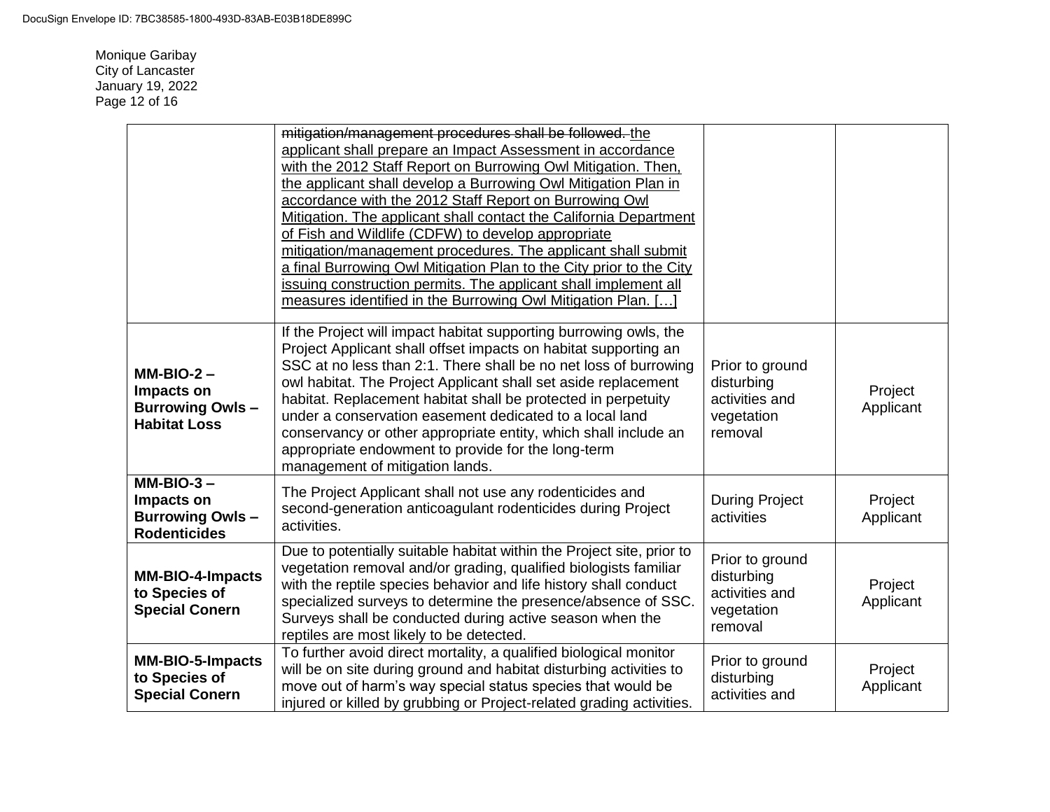| | | | |
|---|---|---|---|
| | ~~mitigation/management procedures shall be followed.~~ the applicant shall prepare an Impact Assessment in accordance with the 2012 Staff Report on Burrowing Owl Mitigation. Then, the applicant shall develop a Burrowing Owl Mitigation Plan in accordance with the 2012 Staff Report on Burrowing Owl Mitigation. The applicant shall contact the California Department of Fish and Wildlife (CDFW) to develop appropriate mitigation/management procedures. The applicant shall submit a final Burrowing Owl Mitigation Plan to the City prior to the City issuing construction permits. The applicant shall implement all measures identified in the Burrowing Owl Mitigation Plan. […] | | |
| **MM-BIO-2 – Impacts on Burrowing Owls – Habitat Loss** | If the Project will impact habitat supporting burrowing owls, the Project Applicant shall offset impacts on habitat supporting an SSC at no less than 2:1. There shall be no net loss of burrowing owl habitat. The Project Applicant shall set aside replacement habitat. Replacement habitat shall be protected in perpetuity under a conservation easement dedicated to a local land conservancy or other appropriate entity, which shall include an appropriate endowment to provide for the long-term management of mitigation lands. | Prior to ground disturbing activities and vegetation removal | Project Applicant |
| **MM-BIO-3 – Impacts on Burrowing Owls – Rodenticides** | The Project Applicant shall not use any rodenticides and second-generation anticoagulant rodenticides during Project activities. | During Project activities | Project Applicant |
| **MM-BIO-4-Impacts to Species of Special Conern** | Due to potentially suitable habitat within the Project site, prior to vegetation removal and/or grading, qualified biologists familiar with the reptile species behavior and life history shall conduct specialized surveys to determine the presence/absence of SSC. Surveys shall be conducted during active season when the reptiles are most likely to be detected. | Prior to ground disturbing activities and vegetation removal | Project Applicant |
| **MM-BIO-5-Impacts to Species of Special Conern** | To further avoid direct mortality, a qualified biological monitor will be on site during ground and habitat disturbing activities to move out of harm's way special status species that would be injured or killed by grubbing or Project-related grading activities. | Prior to ground disturbing activities and | Project Applicant |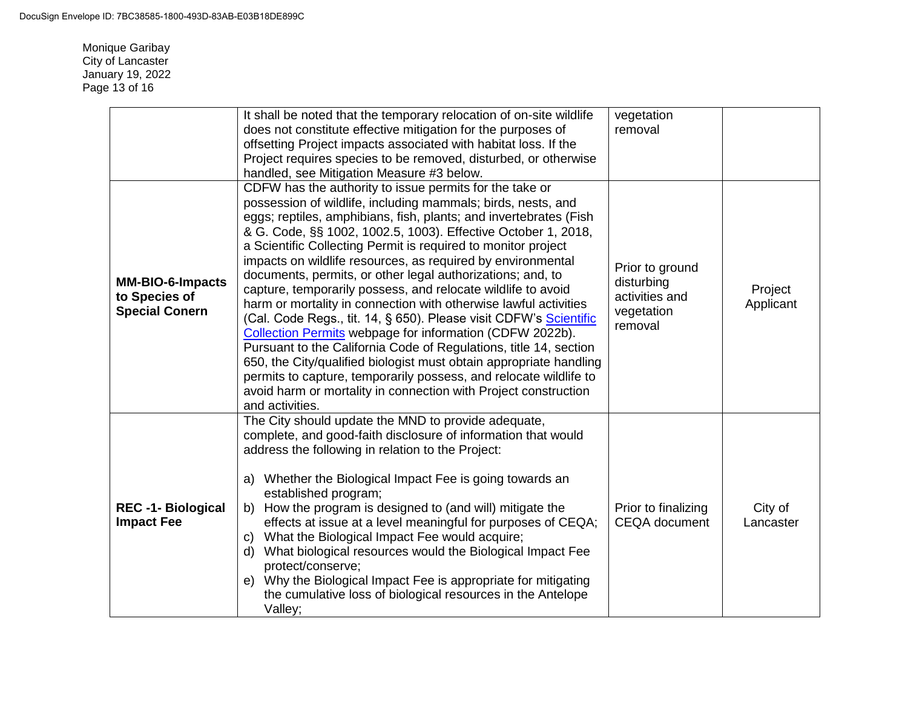| | | | |
|---|---|---|---|
| | It shall be noted that the temporary relocation of on-site wildlife does not constitute effective mitigation for the purposes of offsetting Project impacts associated with habitat loss. If the Project requires species to be removed, disturbed, or otherwise handled, see Mitigation Measure #3 below. | vegetation removal | |
| **MM-BIO-6-Impacts to Species of Special Conern** | CDFW has the authority to issue permits for the take or possession of wildlife, including mammals; birds, nests, and eggs; reptiles, amphibians, fish, plants; and invertebrates (Fish & G. Code, §§ 1002, 1002.5, 1003). Effective October 1, 2018, a Scientific Collecting Permit is required to monitor project impacts on wildlife resources, as required by environmental documents, permits, or other legal authorizations; and, to capture, temporarily possess, and relocate wildlife to avoid harm or mortality in connection with otherwise lawful activities (Cal. Code Regs., tit. 14, § 650). Please visit CDFW's Scientific Collection Permits webpage for information (CDFW 2022b). Pursuant to the California Code of Regulations, title 14, section 650, the City/qualified biologist must obtain appropriate handling permits to capture, temporarily possess, and relocate wildlife to avoid harm or mortality in connection with Project construction and activities. | Prior to ground disturbing activities and vegetation removal | Project Applicant |
| **REC -1- Biological Impact Fee** | The City should update the MND to provide adequate, complete, and good-faith disclosure of information that would address the following in relation to the Project:<br><br>a) Whether the Biological Impact Fee is going towards an established program;<br>b) How the program is designed to (and will) mitigate the effects at issue at a level meaningful for purposes of CEQA;<br>c) What the Biological Impact Fee would acquire;<br>d) What biological resources would the Biological Impact Fee protect/conserve;<br>e) Why the Biological Impact Fee is appropriate for mitigating the cumulative loss of biological resources in the Antelope Valley; | Prior to finalizing CEQA document | City of Lancaster |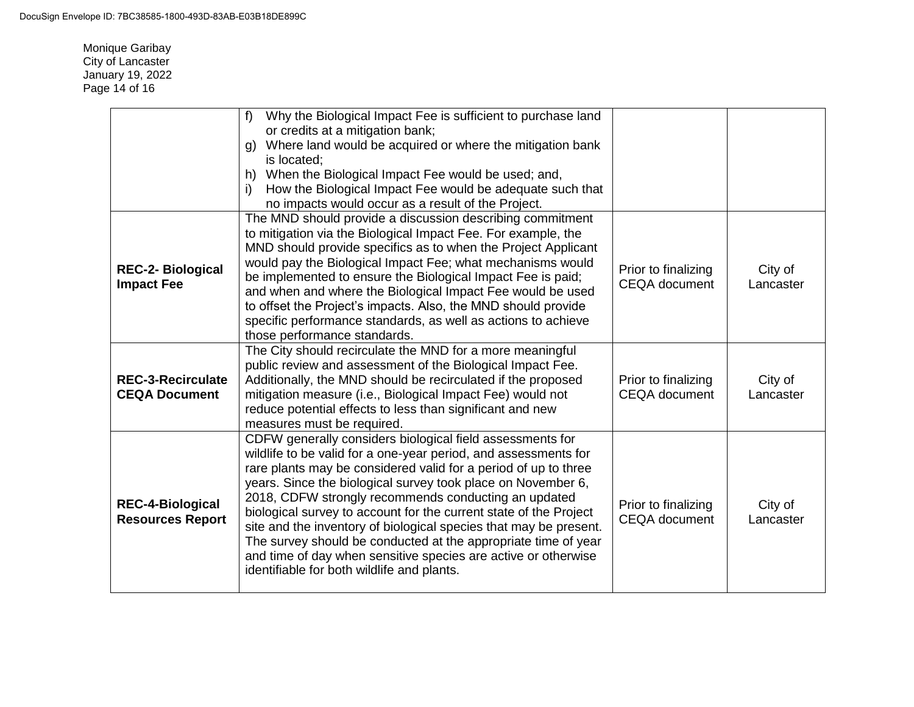| | | | |
|---|---|---|---|
| | f) Why the Biological Impact Fee is sufficient to purchase land or credits at a mitigation bank;<br>g) Where land would be acquired or where the mitigation bank is located;<br>h) When the Biological Impact Fee would be used; and,<br>i) How the Biological Impact Fee would be adequate such that no impacts would occur as a result of the Project. | | |
| **REC-2- Biological Impact Fee** | The MND should provide a discussion describing commitment to mitigation via the Biological Impact Fee. For example, the MND should provide specifics as to when the Project Applicant would pay the Biological Impact Fee; what mechanisms would be implemented to ensure the Biological Impact Fee is paid; and when and where the Biological Impact Fee would be used to offset the Project's impacts. Also, the MND should provide specific performance standards, as well as actions to achieve those performance standards. | Prior to finalizing CEQA document | City of Lancaster |
| **REC-3-Recirculate CEQA Document** | The City should recirculate the MND for a more meaningful public review and assessment of the Biological Impact Fee. Additionally, the MND should be recirculated if the proposed mitigation measure (i.e., Biological Impact Fee) would not reduce potential effects to less than significant and new measures must be required. | Prior to finalizing CEQA document | City of Lancaster |
| **REC-4-Biological Resources Report** | CDFW generally considers biological field assessments for wildlife to be valid for a one-year period, and assessments for rare plants may be considered valid for a period of up to three years. Since the biological survey took place on November 6, 2018, CDFW strongly recommends conducting an updated biological survey to account for the current state of the Project site and the inventory of biological species that may be present. The survey should be conducted at the appropriate time of year and time of day when sensitive species are active or otherwise identifiable for both wildlife and plants. | Prior to finalizing CEQA document | City of Lancaster |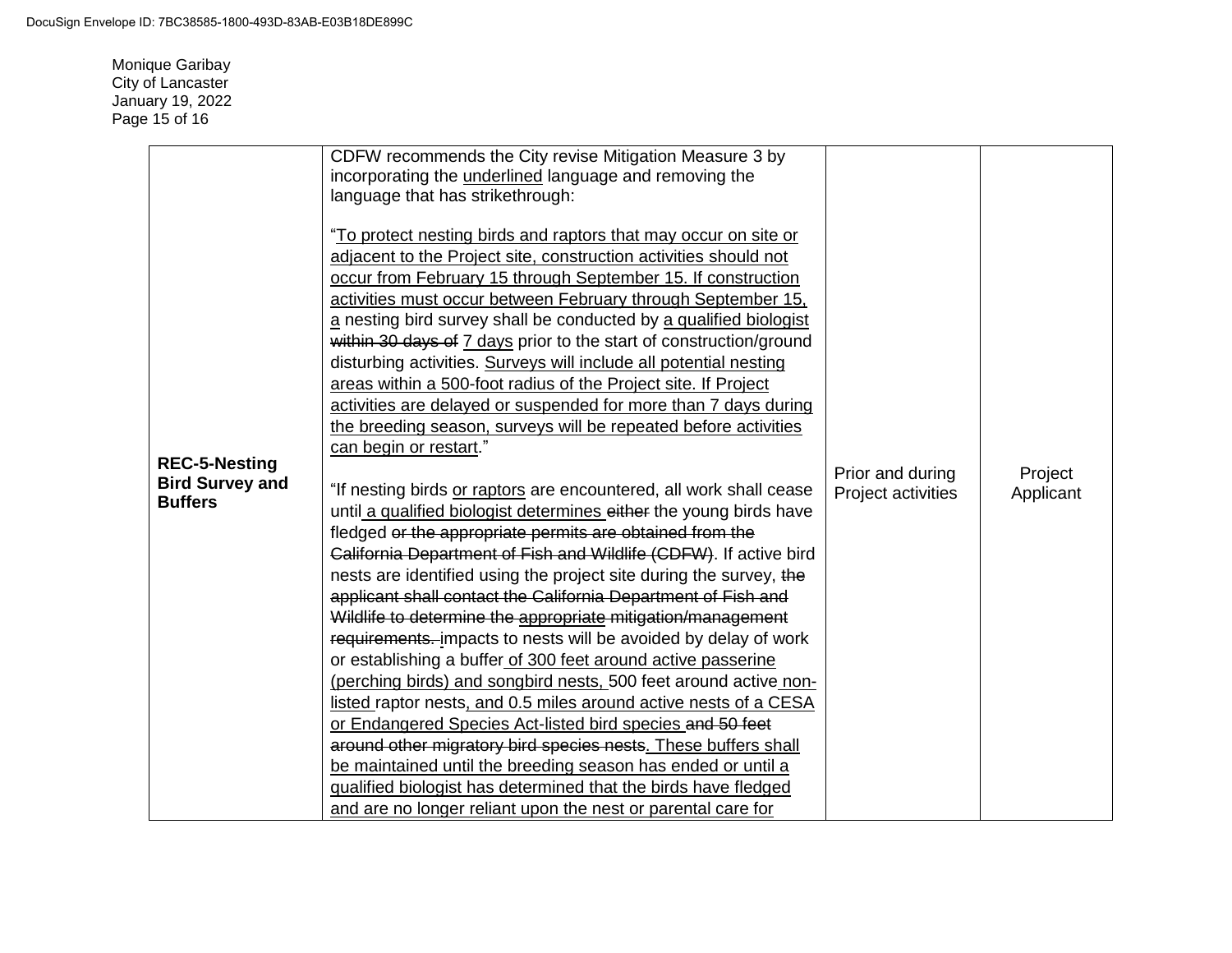| | | | |
|---|---|---|---|
| **REC-5-Nesting Bird Survey and Buffers** | CDFW recommends the City revise Mitigation Measure 3 by incorporating the <u>underlined</u> language and removing the language that has strikethrough:<br><br>"<u>To protect nesting birds and raptors that may occur on site or adjacent to the Project site, construction activities should not occur from February 15 through September 15. If construction activities must occur between February through September 15, a</u> nesting bird survey shall be conducted by <u>a qualified biologist</u> ~~within 30 days of~~ <u>7 days</u> prior to the start of construction/ground disturbing activities. <u>Surveys will include all potential nesting areas within a 500-foot radius of the Project site. If Project activities are delayed or suspended for more than 7 days during the breeding season, surveys will be repeated before activities can begin or restart</u>."<br><br>"If nesting birds <u>or raptors</u> are encountered, all work shall cease until <u>a qualified biologist determines</u> ~~either~~ the young birds have fledged ~~or the appropriate permits are obtained from the California Department of Fish and Wildlife (CDFW)~~. If active bird nests are identified using the project site during the survey, ~~the applicant shall contact the California Department of Fish and Wildlife to determine the~~ <u>appropriate</u> ~~mitigation/management requirements.~~ <u>i</u>mpacts to nests will be avoided by delay of work or establishing a buffer <u>of 300 feet around active passerine (perching birds) and songbird nests,</u> 500 feet around active <u>non-listed</u> raptor nests<u>, and 0.5 miles around active nests of a CESA or Endangered Species Act-listed bird species</u> ~~and 50 feet around other migratory bird species nests~~<u>. These buffers shall be maintained until the breeding season has ended or until a qualified biologist has determined that the birds have fledged and are no longer reliant upon the nest or parental care for</u> | Prior and during Project activities | Project Applicant |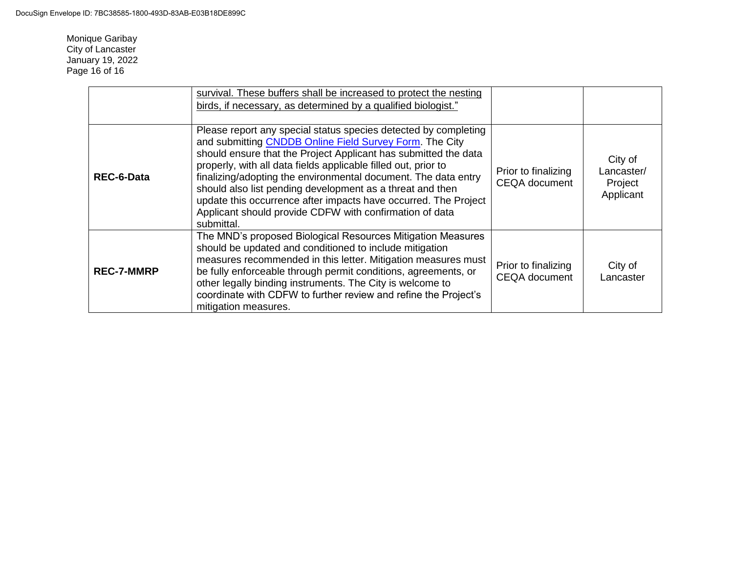| | | | |
|---|---|---|---|
| | survival. These buffers shall be increased to protect the nesting birds, if necessary, as determined by a qualified biologist." | | |
| **REC-6-Data** | Please report any special status species detected by completing and submitting CNDDB Online Field Survey Form. The City should ensure that the Project Applicant has submitted the data properly, with all data fields applicable filled out, prior to finalizing/adopting the environmental document. The data entry should also list pending development as a threat and then update this occurrence after impacts have occurred. The Project Applicant should provide CDFW with confirmation of data submittal. | Prior to finalizing CEQA document | City of Lancaster/ Project Applicant |
| **REC-7-MMRP** | The MND's proposed Biological Resources Mitigation Measures should be updated and conditioned to include mitigation measures recommended in this letter. Mitigation measures must be fully enforceable through permit conditions, agreements, or other legally binding instruments. The City is welcome to coordinate with CDFW to further review and refine the Project's mitigation measures. | Prior to finalizing CEQA document | City of Lancaster |